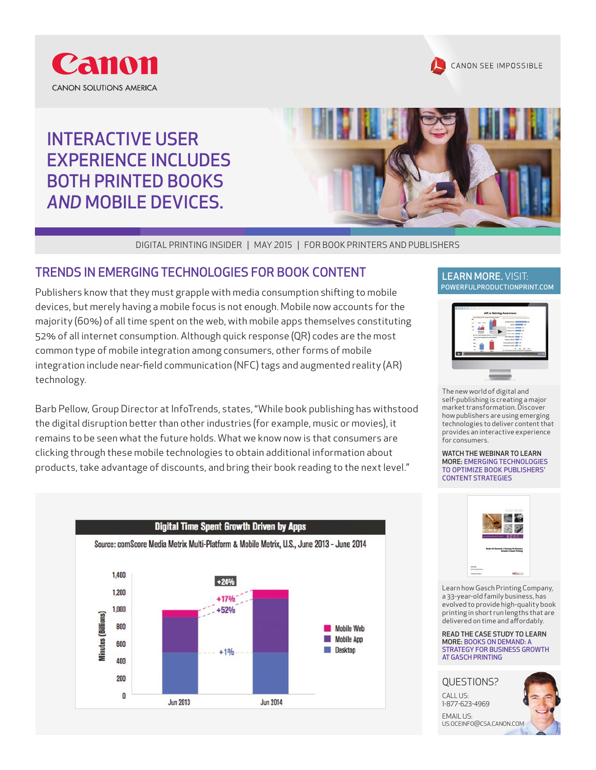Canon

CANON SOLUTIONS AMERICA

CANON SEE IMPOSSIBLE

# INTERACTIVE USER EXPERIENCE INCLUDES BOTH PRINTED BOOKS *AND* MOBILE DEVICES.

DIGITAL PRINTING INSIDER | MAY 2015 | FOR BOOK PRINTERS AND PUBLISHERS

## TRENDS IN EMERGING TECHNOLOGIES FOR BOOK CONTENT

Publishers know that they must grapple with media consumption shifting to mobile devices, but merely having a mobile focus is not enough. Mobile now accounts for the majority (60%) of all time spent on the web, with mobile apps themselves constituting 52% of all internet consumption. Although quick response (QR) codes are the most common type of mobile integration among consumers, other forms of mobile integration include near-field communication (NFC) tags and augmented reality (AR) technology.

Barb Pellow, Group Director at InfoTrends, states, "While book publishing has withstood the digital disruption better than other industries (for example, music or movies), it remains to be seen what the future holds. What we know now is that consumers are clicking through these mobile technologies to obtain additional information about products, take advantage of discounts, and bring their book reading to the next level."

**Digital Time Spent Growth Driven by Apps**

Source: comScore Media Metrix Multi-Platform & Mobile Metrix, U.S., June 2013 - June 2014

Minutes (Billions): Jun 2013 vs. Jun 2014 — Total +24%; Mobile Web +17%; Mobile App +52%; Desktop +1%

**LEARN MORE.** VISIT: POWERFULPRODUCTIONPRINT.COM

The new world of digital and self-publishing is creating a major market transformation. Discover how publishers are using emerging technologies to deliver content that provides an interactive experience for consumers.

WATCH THE WEBINAR TO LEARN MORE: EMERGING TECHNOLOGIES TO OPTIMIZE BOOK PUBLISHERS' CONTENT STRATEGIES

Learn how Gasch Printing Company, a 33-year-old family business, has evolved to provide high-quality book printing in short run lengths that are delivered on time and affordably.

READ THE CASE STUDY TO LEARN MORE: BOOKS ON DEMAND: A STRATEGY FOR BUSINESS GROWTH AT GASCH PRINTING

QUESTIONS?

CALL US:
1-877-623-4969

EMAIL US:
US.OCEINFO@CSA.CANON.COM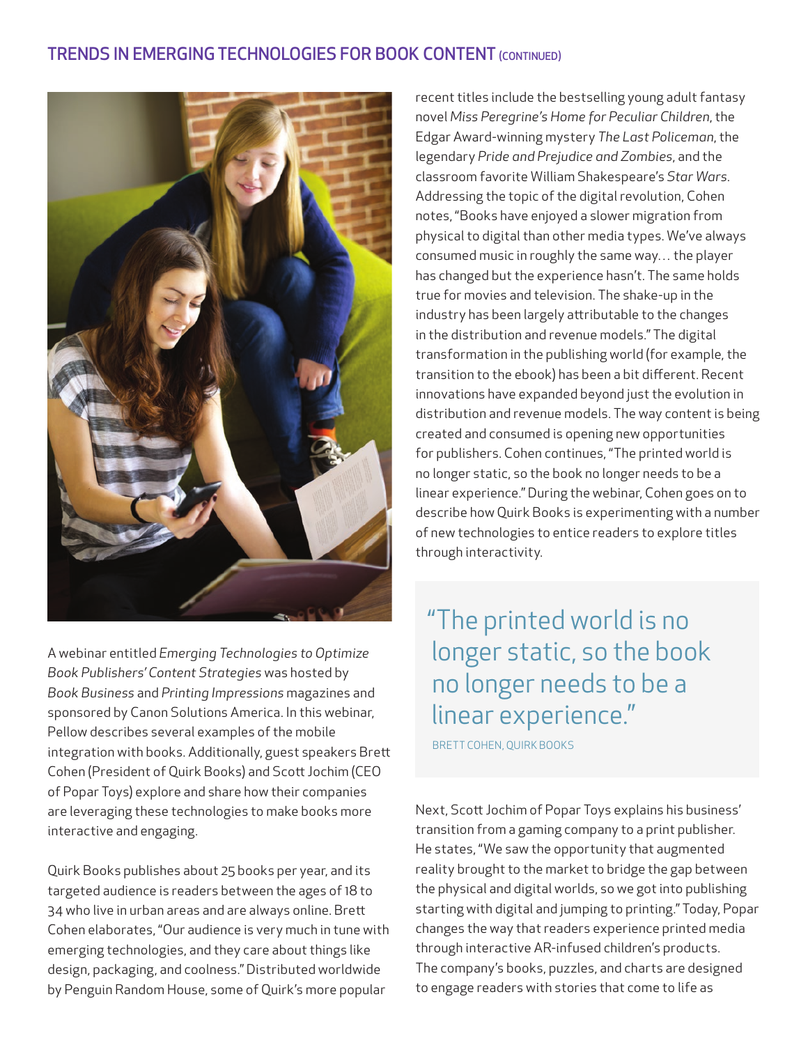## TRENDS IN EMERGING TECHNOLOGIES FOR BOOK CONTENT (CONTINUED)

A webinar entitled *Emerging Technologies to Optimize Book Publishers' Content Strategies* was hosted by *Book Business* and *Printing Impressions* magazines and sponsored by Canon Solutions America. In this webinar, Pellow describes several examples of the mobile integration with books. Additionally, guest speakers Brett Cohen (President of Quirk Books) and Scott Jochim (CEO of Popar Toys) explore and share how their companies are leveraging these technologies to make books more interactive and engaging.

Quirk Books publishes about 25 books per year, and its targeted audience is readers between the ages of 18 to 34 who live in urban areas and are always online. Brett Cohen elaborates, "Our audience is very much in tune with emerging technologies, and they care about things like design, packaging, and coolness." Distributed worldwide by Penguin Random House, some of Quirk's more popular recent titles include the bestselling young adult fantasy novel *Miss Peregrine's Home for Peculiar Children*, the Edgar Award-winning mystery *The Last Policeman*, the legendary *Pride and Prejudice and Zombies*, and the classroom favorite William Shakespeare's *Star Wars*. Addressing the topic of the digital revolution, Cohen notes, "Books have enjoyed a slower migration from physical to digital than other media types. We've always consumed music in roughly the same way… the player has changed but the experience hasn't. The same holds true for movies and television. The shake-up in the industry has been largely attributable to the changes in the distribution and revenue models." The digital transformation in the publishing world (for example, the transition to the ebook) has been a bit different. Recent innovations have expanded beyond just the evolution in distribution and revenue models. The way content is being created and consumed is opening new opportunities for publishers. Cohen continues, "The printed world is no longer static, so the book no longer needs to be a linear experience." During the webinar, Cohen goes on to describe how Quirk Books is experimenting with a number of new technologies to entice readers to explore titles through interactivity.

> "The printed world is no longer static, so the book no longer needs to be a linear experience."
>
> BRETT COHEN, QUIRK BOOKS

Next, Scott Jochim of Popar Toys explains his business' transition from a gaming company to a print publisher. He states, "We saw the opportunity that augmented reality brought to the market to bridge the gap between the physical and digital worlds, so we got into publishing starting with digital and jumping to printing." Today, Popar changes the way that readers experience printed media through interactive AR-infused children's products. The company's books, puzzles, and charts are designed to engage readers with stories that come to life as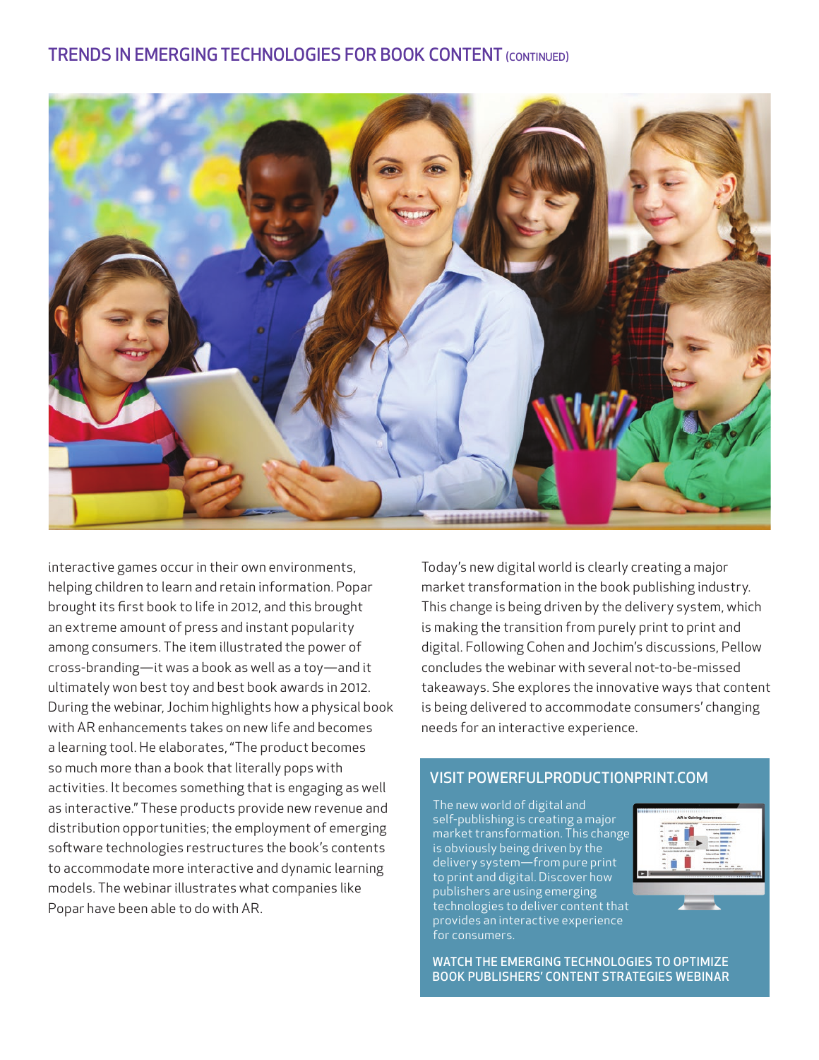## TRENDS IN EMERGING TECHNOLOGIES FOR BOOK CONTENT (CONTINUED)

interactive games occur in their own environments, helping children to learn and retain information. Popar brought its first book to life in 2012, and this brought an extreme amount of press and instant popularity among consumers. The item illustrated the power of cross-branding—it was a book as well as a toy—and it ultimately won best toy and best book awards in 2012. During the webinar, Jochim highlights how a physical book with AR enhancements takes on new life and becomes a learning tool. He elaborates, "The product becomes so much more than a book that literally pops with activities. It becomes something that is engaging as well as interactive." These products provide new revenue and distribution opportunities; the employment of emerging software technologies restructures the book's contents to accommodate more interactive and dynamic learning models. The webinar illustrates what companies like Popar have been able to do with AR.

Today's new digital world is clearly creating a major market transformation in the book publishing industry. This change is being driven by the delivery system, which is making the transition from purely print to print and digital. Following Cohen and Jochim's discussions, Pellow concludes the webinar with several not-to-be-missed takeaways. She explores the innovative ways that content is being delivered to accommodate consumers' changing needs for an interactive experience.

### VISIT POWERFULPRODUCTIONPRINT.COM

The new world of digital and self-publishing is creating a major market transformation. This change is obviously being driven by the delivery system—from pure print to print and digital. Discover how publishers are using emerging technologies to deliver content that provides an interactive experience for consumers.

**WATCH THE EMERGING TECHNOLOGIES TO OPTIMIZE BOOK PUBLISHERS' CONTENT STRATEGIES WEBINAR**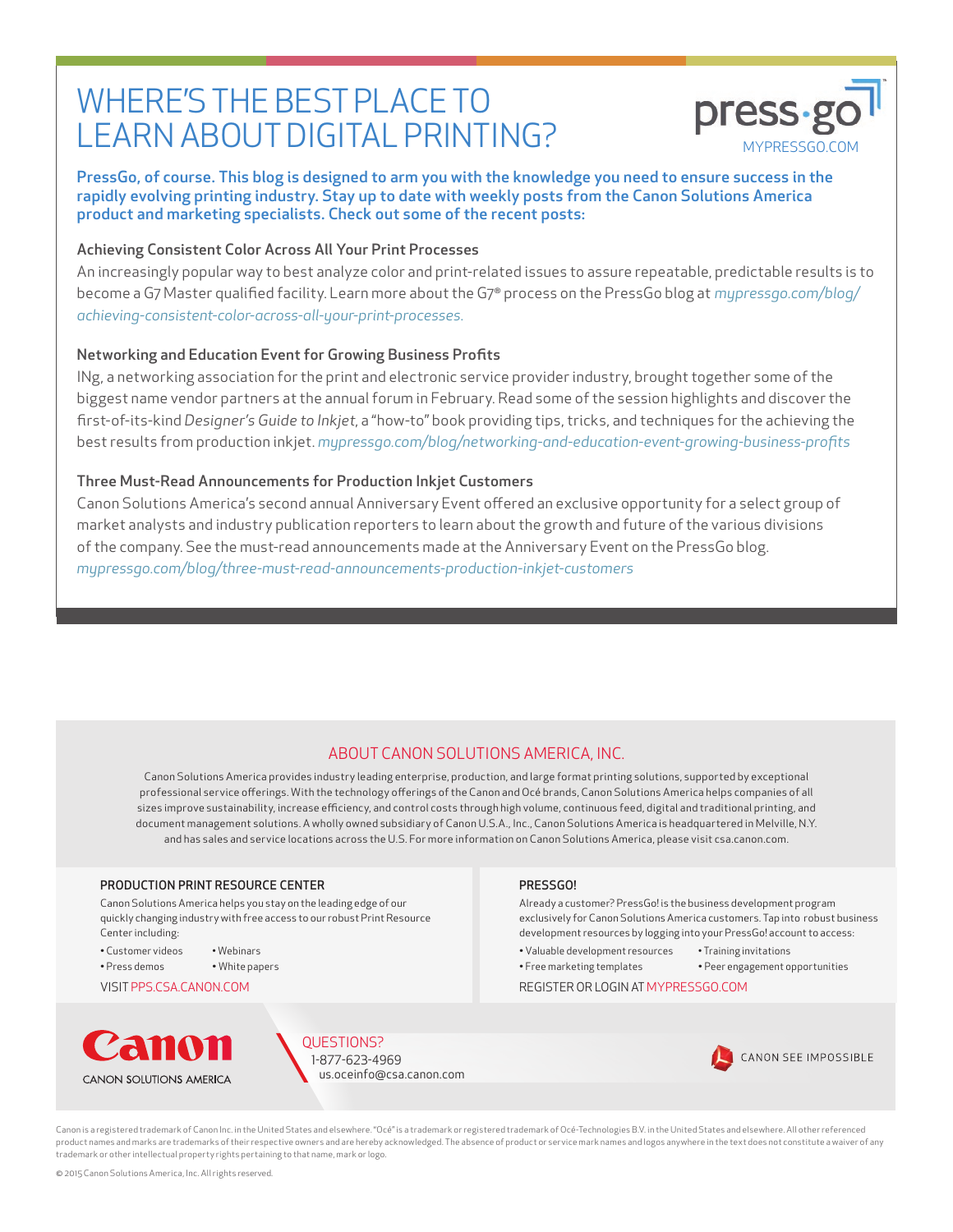# WHERE'S THE BEST PLACE TO LEARN ABOUT DIGITAL PRINTING?

press·go™
MYPRESSGO.COM

**PressGo, of course. This blog is designed to arm you with the knowledge you need to ensure success in the rapidly evolving printing industry. Stay up to date with weekly posts from the Canon Solutions America product and marketing specialists. Check out some of the recent posts:**

### Achieving Consistent Color Across All Your Print Processes

An increasingly popular way to best analyze color and print-related issues to assure repeatable, predictable results is to become a G7 Master qualified facility. Learn more about the G7® process on the PressGo blog at *mypressgo.com/blog/achieving-consistent-color-across-all-your-print-processes.*

### Networking and Education Event for Growing Business Profits

INg, a networking association for the print and electronic service provider industry, brought together some of the biggest name vendor partners at the annual forum in February. Read some of the session highlights and discover the first-of-its-kind *Designer's Guide to Inkjet*, a "how-to" book providing tips, tricks, and techniques for the achieving the best results from production inkjet. *mypressgo.com/blog/networking-and-education-event-growing-business-profits*

### Three Must-Read Announcements for Production Inkjet Customers

Canon Solutions America's second annual Anniversary Event offered an exclusive opportunity for a select group of market analysts and industry publication reporters to learn about the growth and future of the various divisions of the company. See the must-read announcements made at the Anniversary Event on the PressGo blog. *mypressgo.com/blog/three-must-read-announcements-production-inkjet-customers*

## ABOUT CANON SOLUTIONS AMERICA, INC.

Canon Solutions America provides industry leading enterprise, production, and large format printing solutions, supported by exceptional professional service offerings. With the technology offerings of the Canon and Océ brands, Canon Solutions America helps companies of all sizes improve sustainability, increase efficiency, and control costs through high volume, continuous feed, digital and traditional printing, and document management solutions. A wholly owned subsidiary of Canon U.S.A., Inc., Canon Solutions America is headquartered in Melville, N.Y. and has sales and service locations across the U.S. For more information on Canon Solutions America, please visit csa.canon.com.

### PRODUCTION PRINT RESOURCE CENTER

Canon Solutions America helps you stay on the leading edge of our quickly changing industry with free access to our robust Print Resource Center including:

- Customer videos
- Webinars
- Press demos
- White papers

VISIT PPS.CSA.CANON.COM

### PRESSGO!

Already a customer? PressGo! is the business development program exclusively for Canon Solutions America customers. Tap into robust business development resources by logging into your PressGo! account to access:

- Valuable development resources
- Training invitations
- Free marketing templates
- Peer engagement opportunities

REGISTER OR LOGIN AT MYPRESSGO.COM

Canon
CANON SOLUTIONS AMERICA

QUESTIONS?
1-877-623-4969
us.oceinfo@csa.canon.com

CANON SEE IMPOSSIBLE

Canon is a registered trademark of Canon Inc. in the United States and elsewhere. "Océ" is a trademark or registered trademark of Océ-Technologies B.V. in the United States and elsewhere. All other referenced product names and marks are trademarks of their respective owners and are hereby acknowledged. The absence of product or service mark names and logos anywhere in the text does not constitute a waiver of any trademark or other intellectual property rights pertaining to that name, mark or logo.

© 2015 Canon Solutions America, Inc. All rights reserved.